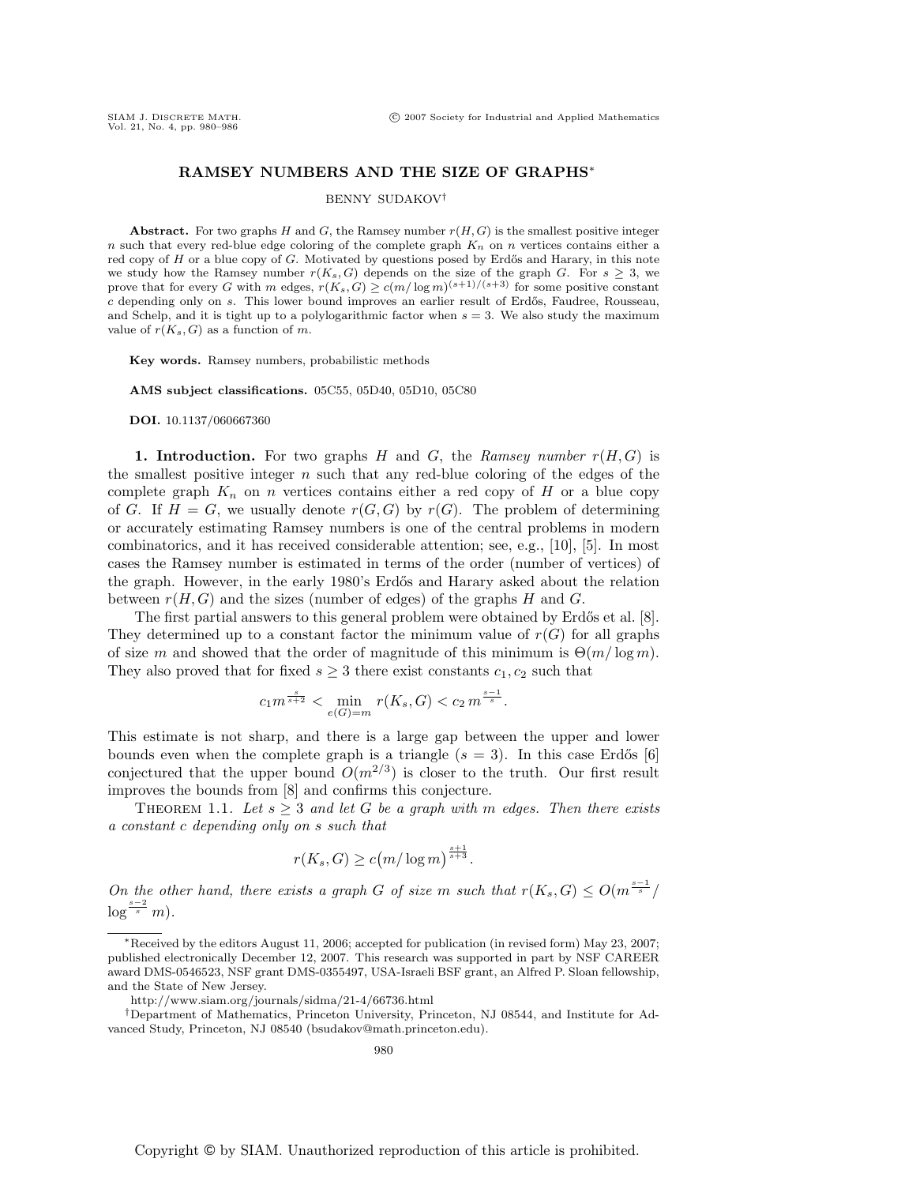# RAMSEY NUMBERS AND THE SIZE OF GRAPHS*

BENNY SUDAKOV†

**Abstract.** For two graphs $H$ and $G$, the Ramsey number $r(H, G)$ is the smallest positive integer $n$ such that every red-blue edge coloring of the complete graph $K_n$ on $n$ vertices contains either a red copy of $H$ or a blue copy of $G$. Motivated by questions posed by Erdős and Harary, in this note we study how the Ramsey number $r(K_s, G)$ depends on the size of the graph $G$. For $s \geq 3$, we prove that for every $G$ with $m$ edges, $r(K_s, G) \geq c(m/\log m)^{(s+1)/(s+3)}$ for some positive constant $c$ depending only on $s$. This lower bound improves an earlier result of Erdős, Faudree, Rousseau, and Schelp, and it is tight up to a polylogarithmic factor when $s = 3$. We also study the maximum value of $r(K_s, G)$ as a function of $m$.

**Key words.** Ramsey numbers, probabilistic methods

**AMS subject classifications.** 05C55, 05D40, 05D10, 05C80

**DOI.** 10.1137/060667360

**1. Introduction.** For two graphs $H$ and $G$, the *Ramsey number* $r(H, G)$ is the smallest positive integer $n$ such that any red-blue coloring of the edges of the complete graph $K_n$ on $n$ vertices contains either a red copy of $H$ or a blue copy of $G$. If $H = G$, we usually denote $r(G, G)$ by $r(G)$. The problem of determining or accurately estimating Ramsey numbers is one of the central problems in modern combinatorics, and it has received considerable attention; see, e.g., [10], [5]. In most cases the Ramsey number is estimated in terms of the order (number of vertices) of the graph. However, in the early 1980's Erdős and Harary asked about the relation between $r(H, G)$ and the sizes (number of edges) of the graphs $H$ and $G$.

The first partial answers to this general problem were obtained by Erdős et al. [8]. They determined up to a constant factor the minimum value of $r(G)$ for all graphs of size $m$ and showed that the order of magnitude of this minimum is $\Theta(m/\log m)$. They also proved that for fixed $s \geq 3$ there exist constants $c_1, c_2$ such that

$$c_1 m^{\frac{s}{s+2}} < \min_{e(G)=m} r(K_s, G) < c_2\, m^{\frac{s-1}{s}}.$$

This estimate is not sharp, and there is a large gap between the upper and lower bounds even when the complete graph is a triangle ($s = 3$). In this case Erdős [6] conjectured that the upper bound $O(m^{2/3})$ is closer to the truth. Our first result improves the bounds from [8] and confirms this conjecture.

THEOREM 1.1. *Let $s \geq 3$ and let $G$ be a graph with $m$ edges. Then there exists a constant $c$ depending only on $s$ such that*

$$r(K_s, G) \geq c\big(m/\log m\big)^{\frac{s+1}{s+3}}.$$

*On the other hand, there exists a graph $G$ of size $m$ such that $r(K_s, G) \leq O(m^{\frac{s-1}{s}}/\log^{\frac{s-2}{s}} m)$.*

---

*Received by the editors August 11, 2006; accepted for publication (in revised form) May 23, 2007; published electronically December 12, 2007. This research was supported in part by NSF CAREER award DMS-0546523, NSF grant DMS-0355497, USA-Israeli BSF grant, an Alfred P. Sloan fellowship, and the State of New Jersey.

http://www.siam.org/journals/sidma/21-4/66736.html

†Department of Mathematics, Princeton University, Princeton, NJ 08544, and Institute for Advanced Study, Princeton, NJ 08540 (bsudakov@math.princeton.edu).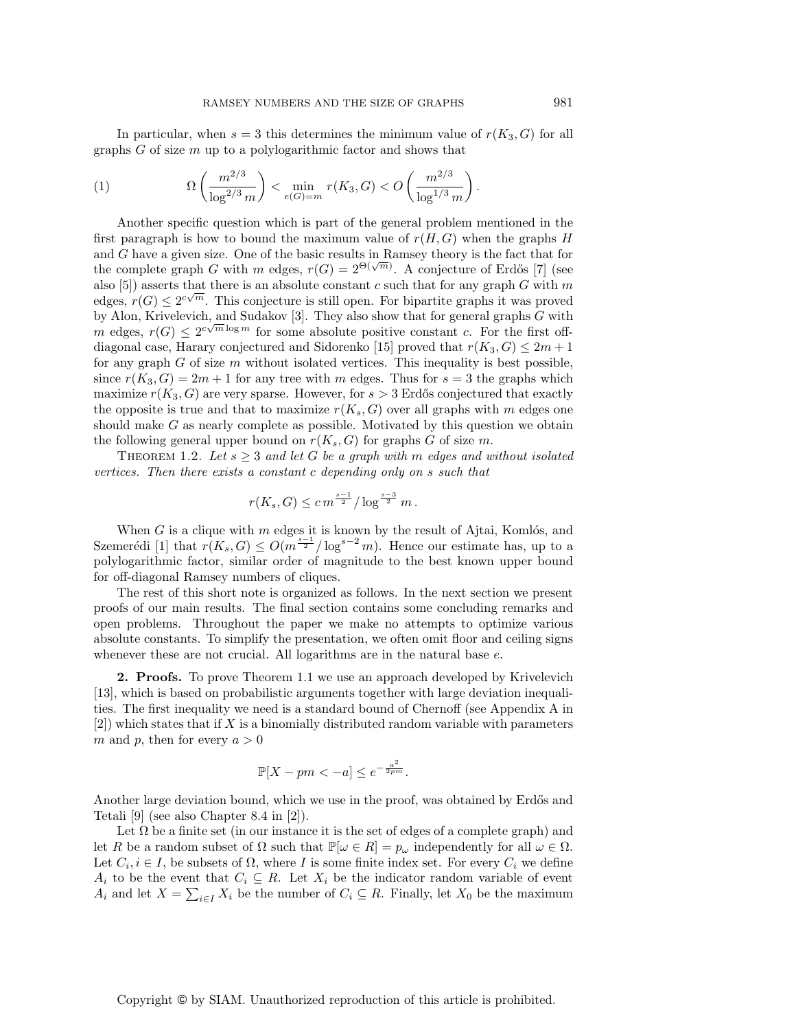In particular, when $s = 3$ this determines the minimum value of $r(K_3, G)$ for all graphs $G$ of size $m$ up to a polylogarithmic factor and shows that

$$\Omega\left(\frac{m^{2/3}}{\log^{2/3} m}\right) < \min_{e(G)=m} r(K_3, G) < O\left(\frac{m^{2/3}}{\log^{1/3} m}\right). \tag{1}$$

Another specific question which is part of the general problem mentioned in the first paragraph is how to bound the maximum value of $r(H, G)$ when the graphs $H$ and $G$ have a given size. One of the basic results in Ramsey theory is the fact that for the complete graph $G$ with $m$ edges, $r(G) = 2^{\Theta(\sqrt{m})}$. A conjecture of Erdős [7] (see also [5]) asserts that there is an absolute constant $c$ such that for any graph $G$ with $m$ edges, $r(G) \leq 2^{c\sqrt{m}}$. This conjecture is still open. For bipartite graphs it was proved by Alon, Krivelevich, and Sudakov [3]. They also show that for general graphs $G$ with $m$ edges, $r(G) \leq 2^{c\sqrt{m}\log m}$ for some absolute positive constant $c$. For the first off-diagonal case, Harary conjectured and Sidorenko [15] proved that $r(K_3, G) \leq 2m + 1$ for any graph $G$ of size $m$ without isolated vertices. This inequality is best possible, since $r(K_3, G) = 2m + 1$ for any tree with $m$ edges. Thus for $s = 3$ the graphs which maximize $r(K_3, G)$ are very sparse. However, for $s > 3$ Erdős conjectured that exactly the opposite is true and that to maximize $r(K_s, G)$ over all graphs with $m$ edges one should make $G$ as nearly complete as possible. Motivated by this question we obtain the following general upper bound on $r(K_s, G)$ for graphs $G$ of size $m$.

Theorem 1.2. *Let $s \geq 3$ and let $G$ be a graph with $m$ edges and without isolated vertices. Then there exists a constant $c$ depending only on $s$ such that*

$$r(K_s, G) \leq c\, m^{\frac{s-1}{2}} / \log^{\frac{s-3}{2}} m\,.$$

When $G$ is a clique with $m$ edges it is known by the result of Ajtai, Komlós, and Szemerédi [1] that $r(K_s, G) \leq O(m^{\frac{s-1}{2}} / \log^{s-2} m)$. Hence our estimate has, up to a polylogarithmic factor, similar order of magnitude to the best known upper bound for off-diagonal Ramsey numbers of cliques.

The rest of this short note is organized as follows. In the next section we present proofs of our main results. The final section contains some concluding remarks and open problems. Throughout the paper we make no attempts to optimize various absolute constants. To simplify the presentation, we often omit floor and ceiling signs whenever these are not crucial. All logarithms are in the natural base $e$.

**2. Proofs.** To prove Theorem 1.1 we use an approach developed by Krivelevich [13], which is based on probabilistic arguments together with large deviation inequalities. The first inequality we need is a standard bound of Chernoff (see Appendix A in [2]) which states that if $X$ is a binomially distributed random variable with parameters $m$ and $p$, then for every $a > 0$

$$\mathbb{P}[X - pm < -a] \leq e^{-\frac{a^2}{2pm}}.$$

Another large deviation bound, which we use in the proof, was obtained by Erdős and Tetali [9] (see also Chapter 8.4 in [2]).

Let $\Omega$ be a finite set (in our instance it is the set of edges of a complete graph) and let $R$ be a random subset of $\Omega$ such that $\mathbb{P}[\omega \in R] = p_\omega$ independently for all $\omega \in \Omega$. Let $C_i, i \in I$, be subsets of $\Omega$, where $I$ is some finite index set. For every $C_i$ we define $A_i$ to be the event that $C_i \subseteq R$. Let $X_i$ be the indicator random variable of event $A_i$ and let $X = \sum_{i \in I} X_i$ be the number of $C_i \subseteq R$. Finally, let $X_0$ be the maximum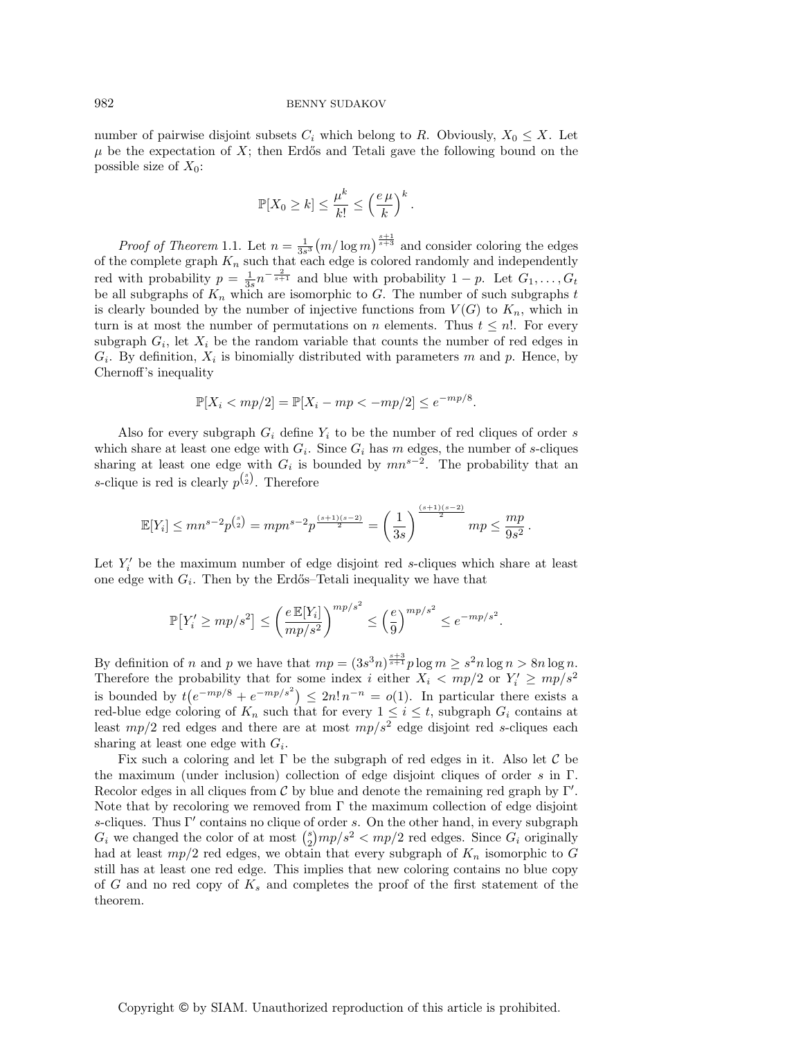number of pairwise disjoint subsets $C_i$ which belong to $R$. Obviously, $X_0 \le X$. Let $\mu$ be the expectation of $X$; then Erdős and Tetali gave the following bound on the possible size of $X_0$:

$$\mathbb{P}[X_0 \ge k] \le \frac{\mu^k}{k!} \le \left(\frac{e\,\mu}{k}\right)^k.$$

*Proof of Theorem* 1.1. Let $n = \frac{1}{3s^3}\big(m/\log m\big)^{\frac{s+1}{s+3}}$ and consider coloring the edges of the complete graph $K_n$ such that each edge is colored randomly and independently red with probability $p = \frac{1}{3s}n^{-\frac{2}{s+1}}$ and blue with probability $1-p$. Let $G_1, \ldots, G_t$ be all subgraphs of $K_n$ which are isomorphic to $G$. The number of such subgraphs $t$ is clearly bounded by the number of injective functions from $V(G)$ to $K_n$, which in turn is at most the number of permutations on $n$ elements. Thus $t \le n!$. For every subgraph $G_i$, let $X_i$ be the random variable that counts the number of red edges in $G_i$. By definition, $X_i$ is binomially distributed with parameters $m$ and $p$. Hence, by Chernoff's inequality

$$\mathbb{P}[X_i < mp/2] = \mathbb{P}[X_i - mp < -mp/2] \le e^{-mp/8}.$$

Also for every subgraph $G_i$ define $Y_i$ to be the number of red cliques of order $s$ which share at least one edge with $G_i$. Since $G_i$ has $m$ edges, the number of $s$-cliques sharing at least one edge with $G_i$ is bounded by $mn^{s-2}$. The probability that an $s$-clique is red is clearly $p^{\binom{s}{2}}$. Therefore

$$\mathbb{E}[Y_i] \le mn^{s-2}p^{\binom{s}{2}} = mpn^{s-2}p^{\frac{(s+1)(s-2)}{2}} = \left(\frac{1}{3s}\right)^{\frac{(s+1)(s-2)}{2}} mp \le \frac{mp}{9s^2}.$$

Let $Y_i'$ be the maximum number of edge disjoint red $s$-cliques which share at least one edge with $G_i$. Then by the Erdős–Tetali inequality we have that

$$\mathbb{P}\big[Y_i' \ge mp/s^2\big] \le \left(\frac{e\,\mathbb{E}[Y_i]}{mp/s^2}\right)^{mp/s^2} \le \left(\frac{e}{9}\right)^{mp/s^2} \le e^{-mp/s^2}.$$

By definition of $n$ and $p$ we have that $mp = (3s^3n)^{\frac{s+3}{s+1}}p\log m \ge s^2 n \log n > 8n\log n$. Therefore the probability that for some index $i$ either $X_i < mp/2$ or $Y_i' \ge mp/s^2$ is bounded by $t\big(e^{-mp/8} + e^{-mp/s^2}\big) \le 2n!\,n^{-n} = o(1)$. In particular there exists a red-blue edge coloring of $K_n$ such that for every $1 \le i \le t$, subgraph $G_i$ contains at least $mp/2$ red edges and there are at most $mp/s^2$ edge disjoint red $s$-cliques each sharing at least one edge with $G_i$.

Fix such a coloring and let $\Gamma$ be the subgraph of red edges in it. Also let $\mathcal{C}$ be the maximum (under inclusion) collection of edge disjoint cliques of order $s$ in $\Gamma$. Recolor edges in all cliques from $\mathcal{C}$ by blue and denote the remaining red graph by $\Gamma'$. Note that by recoloring we removed from $\Gamma$ the maximum collection of edge disjoint $s$-cliques. Thus $\Gamma'$ contains no clique of order $s$. On the other hand, in every subgraph $G_i$ we changed the color of at most $\binom{s}{2}mp/s^2 < mp/2$ red edges. Since $G_i$ originally had at least $mp/2$ red edges, we obtain that every subgraph of $K_n$ isomorphic to $G$ still has at least one red edge. This implies that new coloring contains no blue copy of $G$ and no red copy of $K_s$ and completes the proof of the first statement of the theorem.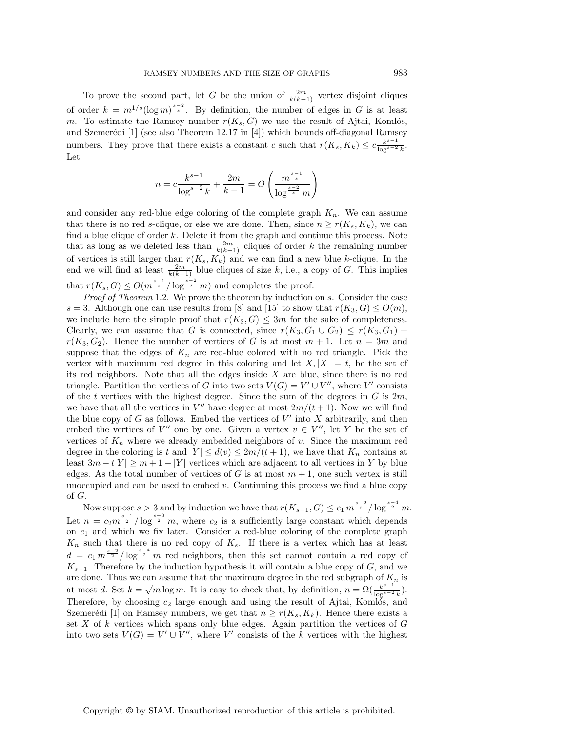To prove the second part, let $G$ be the union of $\frac{2m}{k(k-1)}$ vertex disjoint cliques of order $k = m^{1/s}(\log m)^{\frac{s-2}{s}}$. By definition, the number of edges in $G$ is at least $m$. To estimate the Ramsey number $r(K_s, G)$ we use the result of Ajtai, Komlós, and Szemerédi [1] (see also Theorem 12.17 in [4]) which bounds off-diagonal Ramsey numbers. They prove that there exists a constant $c$ such that $r(K_s, K_k) \leq c\frac{k^{s-1}}{\log^{s-2} k}$. Let

$$n = c\frac{k^{s-1}}{\log^{s-2} k} + \frac{2m}{k-1} = O\left(\frac{m^{\frac{s-1}{s}}}{\log^{\frac{s-2}{s}} m}\right)$$

and consider any red-blue edge coloring of the complete graph $K_n$. We can assume that there is no red $s$-clique, or else we are done. Then, since $n \geq r(K_s, K_k)$, we can find a blue clique of order $k$. Delete it from the graph and continue this process. Note that as long as we deleted less than $\frac{2m}{k(k-1)}$ cliques of order $k$ the remaining number of vertices is still larger than $r(K_s, K_k)$ and we can find a new blue $k$-clique. In the end we will find at least $\frac{2m}{k(k-1)}$ blue cliques of size $k$, i.e., a copy of $G$. This implies that $r(K_s, G) \leq O(m^{\frac{s-1}{s}} / \log^{\frac{s-2}{s}} m)$ and completes the proof. □

*Proof of Theorem* 1.2. We prove the theorem by induction on $s$. Consider the case $s = 3$. Although one can use results from [8] and [15] to show that $r(K_3, G) \leq O(m)$, we include here the simple proof that $r(K_3, G) \leq 3m$ for the sake of completeness. Clearly, we can assume that $G$ is connected, since $r(K_3, G_1 \cup G_2) \leq r(K_3, G_1) + r(K_3, G_2)$. Hence the number of vertices of $G$ is at most $m + 1$. Let $n = 3m$ and suppose that the edges of $K_n$ are red-blue colored with no red triangle. Pick the vertex with maximum red degree in this coloring and let $X, |X| = t$, be the set of its red neighbors. Note that all the edges inside $X$ are blue, since there is no red triangle. Partition the vertices of $G$ into two sets $V(G) = V' \cup V''$, where $V'$ consists of the $t$ vertices with the highest degree. Since the sum of the degrees in $G$ is $2m$, we have that all the vertices in $V''$ have degree at most $2m/(t+1)$. Now we will find the blue copy of $G$ as follows. Embed the vertices of $V'$ into $X$ arbitrarily, and then embed the vertices of $V''$ one by one. Given a vertex $v \in V''$, let $Y$ be the set of vertices of $K_n$ where we already embedded neighbors of $v$. Since the maximum red degree in the coloring is $t$ and $|Y| \leq d(v) \leq 2m/(t+1)$, we have that $K_n$ contains at least $3m - t|Y| \geq m + 1 - |Y|$ vertices which are adjacent to all vertices in $Y$ by blue edges. As the total number of vertices of $G$ is at most $m + 1$, one such vertex is still unoccupied and can be used to embed $v$. Continuing this process we find a blue copy of $G$.

Now suppose $s > 3$ and by induction we have that $r(K_{s-1}, G) \leq c_1 m^{\frac{s-2}{2}} / \log^{\frac{s-4}{2}} m$. Let $n = c_2 m^{\frac{s-1}{2}} / \log^{\frac{s-3}{2}} m$, where $c_2$ is a sufficiently large constant which depends on $c_1$ and which we fix later. Consider a red-blue coloring of the complete graph $K_n$ such that there is no red copy of $K_s$. If there is a vertex which has at least $d = c_1 m^{\frac{s-2}{2}} / \log^{\frac{s-4}{2}} m$ red neighbors, then this set cannot contain a red copy of $K_{s-1}$. Therefore by the induction hypothesis it will contain a blue copy of $G$, and we are done. Thus we can assume that the maximum degree in the red subgraph of $K_n$ is at most $d$. Set $k = \sqrt{m \log m}$. It is easy to check that, by definition, $n = \Omega(\frac{k^{s-1}}{\log^{s-2} k})$. Therefore, by choosing $c_2$ large enough and using the result of Ajtai, Komlós, and Szemerédi [1] on Ramsey numbers, we get that $n \geq r(K_s, K_k)$. Hence there exists a set $X$ of $k$ vertices which spans only blue edges. Again partition the vertices of $G$ into two sets $V(G) = V' \cup V''$, where $V'$ consists of the $k$ vertices with the highest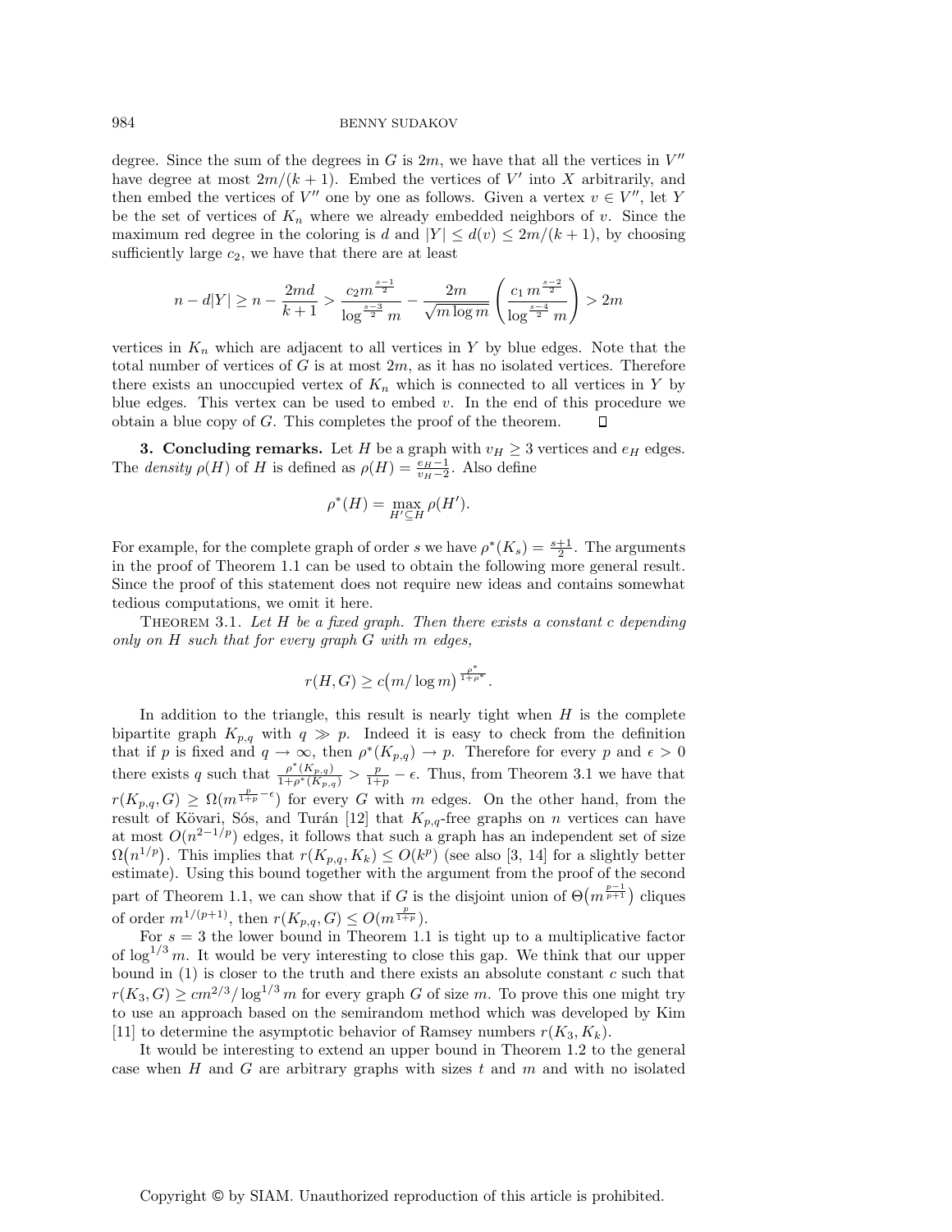degree. Since the sum of the degrees in $G$ is $2m$, we have that all the vertices in $V''$ have degree at most $2m/(k+1)$. Embed the vertices of $V'$ into $X$ arbitrarily, and then embed the vertices of $V''$ one by one as follows. Given a vertex $v \in V''$, let $Y$ be the set of vertices of $K_n$ where we already embedded neighbors of $v$. Since the maximum red degree in the coloring is $d$ and $|Y| \le d(v) \le 2m/(k+1)$, by choosing sufficiently large $c_2$, we have that there are at least

$$n - d|Y| \ge n - \frac{2md}{k+1} > \frac{c_2 m^{\frac{s-1}{2}}}{\log^{\frac{s-3}{2}} m} - \frac{2m}{\sqrt{m \log m}} \left( \frac{c_1\, m^{\frac{s-2}{2}}}{\log^{\frac{s-4}{2}} m} \right) > 2m$$

vertices in $K_n$ which are adjacent to all vertices in $Y$ by blue edges. Note that the total number of vertices of $G$ is at most $2m$, as it has no isolated vertices. Therefore there exists an unoccupied vertex of $K_n$ which is connected to all vertices in $Y$ by blue edges. This vertex can be used to embed $v$. In the end of this procedure we obtain a blue copy of $G$. This completes the proof of the theorem. $\square$

**3. Concluding remarks.** Let $H$ be a graph with $v_H \ge 3$ vertices and $e_H$ edges. The *density* $\rho(H)$ of $H$ is defined as $\rho(H) = \frac{e_H - 1}{v_H - 2}$. Also define

$$\rho^*(H) = \max_{H' \subseteq H} \rho(H').$$

For example, for the complete graph of order $s$ we have $\rho^*(K_s) = \frac{s+1}{2}$. The arguments in the proof of Theorem 1.1 can be used to obtain the following more general result. Since the proof of this statement does not require new ideas and contains somewhat tedious computations, we omit it here.

THEOREM 3.1. *Let $H$ be a fixed graph. Then there exists a constant $c$ depending only on $H$ such that for every graph $G$ with $m$ edges,*

$$r(H, G) \ge c\big(m/\log m\big)^{\frac{\rho^*}{1+\rho^*}}.$$

In addition to the triangle, this result is nearly tight when $H$ is the complete bipartite graph $K_{p,q}$ with $q \gg p$. Indeed it is easy to check from the definition that if $p$ is fixed and $q \to \infty$, then $\rho^*(K_{p,q}) \to p$. Therefore for every $p$ and $\epsilon > 0$ there exists $q$ such that $\frac{\rho^*(K_{p,q})}{1+\rho^*(K_{p,q})} > \frac{p}{1+p} - \epsilon$. Thus, from Theorem 3.1 we have that $r(K_{p,q}, G) \ge \Omega(m^{\frac{p}{1+p} - \epsilon})$ for every $G$ with $m$ edges. On the other hand, from the result of Kövari, Sós, and Turán [12] that $K_{p,q}$-free graphs on $n$ vertices can have at most $O(n^{2-1/p})$ edges, it follows that such a graph has an independent set of size $\Omega\big(n^{1/p}\big)$. This implies that $r(K_{p,q}, K_k) \le O(k^p)$ (see also [3, 14] for a slightly better estimate). Using this bound together with the argument from the proof of the second part of Theorem 1.1, we can show that if $G$ is the disjoint union of $\Theta\big(m^{\frac{p-1}{p+1}}\big)$ cliques of order $m^{1/(p+1)}$, then $r(K_{p,q}, G) \le O(m^{\frac{p}{1+p}})$.

For $s = 3$ the lower bound in Theorem 1.1 is tight up to a multiplicative factor of $\log^{1/3} m$. It would be very interesting to close this gap. We think that our upper bound in (1) is closer to the truth and there exists an absolute constant $c$ such that $r(K_3, G) \ge cm^{2/3}/\log^{1/3} m$ for every graph $G$ of size $m$. To prove this one might try to use an approach based on the semirandom method which was developed by Kim [11] to determine the asymptotic behavior of Ramsey numbers $r(K_3, K_k)$.

It would be interesting to extend an upper bound in Theorem 1.2 to the general case when $H$ and $G$ are arbitrary graphs with sizes $t$ and $m$ and with no isolated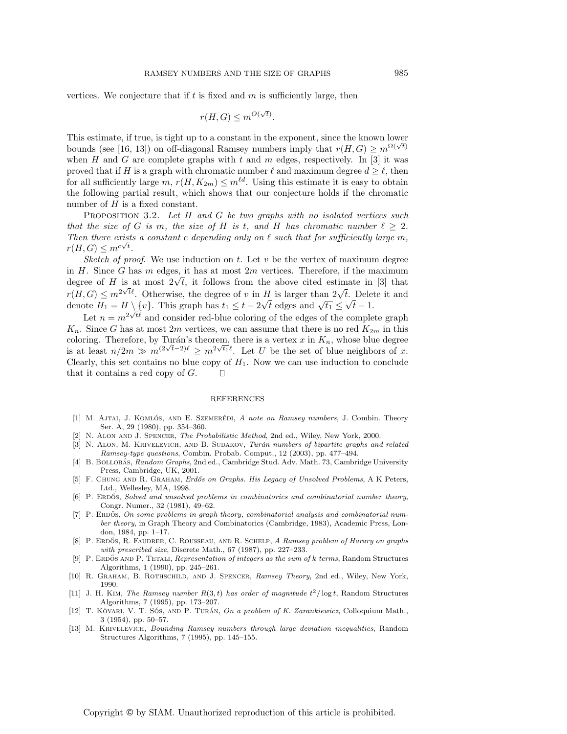vertices. We conjecture that if $t$ is fixed and $m$ is sufficiently large, then

$$r(H,G) \leq m^{O(\sqrt{t})}.$$

This estimate, if true, is tight up to a constant in the exponent, since the known lower bounds (see [16, 13]) on off-diagonal Ramsey numbers imply that $r(H,G) \geq m^{\Omega(\sqrt{t})}$ when $H$ and $G$ are complete graphs with $t$ and $m$ edges, respectively. In [3] it was proved that if $H$ is a graph with chromatic number $\ell$ and maximum degree $d \geq \ell$, then for all sufficiently large $m$, $r(H, K_{2m}) \leq m^{\ell d}$. Using this estimate it is easy to obtain the following partial result, which shows that our conjecture holds if the chromatic number of $H$ is a fixed constant.

Proposition 3.2. *Let $H$ and $G$ be two graphs with no isolated vertices such that the size of $G$ is $m$, the size of $H$ is $t$, and $H$ has chromatic number $\ell \geq 2$. Then there exists a constant $c$ depending only on $\ell$ such that for sufficiently large $m$, $r(H,G) \leq m^{c\sqrt{t}}$.*

*Sketch of proof.* We use induction on $t$. Let $v$ be the vertex of maximum degree in $H$. Since $G$ has $m$ edges, it has at most $2m$ vertices. Therefore, if the maximum degree of $H$ is at most $2\sqrt{t}$, it follows from the above cited estimate in [3] that $r(H,G) \leq m^{2\sqrt{t}\ell}$. Otherwise, the degree of $v$ in $H$ is larger than $2\sqrt{t}$. Delete it and denote $H_1 = H \setminus \{v\}$. This graph has $t_1 \leq t - 2\sqrt{t}$ edges and $\sqrt{t_1} \leq \sqrt{t} - 1$.

Let $n = m^{2\sqrt{t}\ell}$ and consider red-blue coloring of the edges of the complete graph $K_n$. Since $G$ has at most $2m$ vertices, we can assume that there is no red $K_{2m}$ in this coloring. Therefore, by Turán's theorem, there is a vertex $x$ in $K_n$, whose blue degree is at least $n/2m \gg m^{(2\sqrt{t}-2)\ell} \geq m^{2\sqrt{t_1}\ell}$. Let $U$ be the set of blue neighbors of $x$. Clearly, this set contains no blue copy of $H_1$. Now we can use induction to conclude that it contains a red copy of $G$. $\square$

## REFERENCES

[1] M. Ajtai, J. Komlós, and E. Szemerédi, *A note on Ramsey numbers*, J. Combin. Theory Ser. A, 29 (1980), pp. 354–360.

[2] N. Alon and J. Spencer, *The Probabilistic Method*, 2nd ed., Wiley, New York, 2000.

[3] N. Alon, M. Krivelevich, and B. Sudakov, *Turán numbers of bipartite graphs and related Ramsey-type questions*, Combin. Probab. Comput., 12 (2003), pp. 477–494.

[4] B. Bollobás, *Random Graphs*, 2nd ed., Cambridge Stud. Adv. Math. 73, Cambridge University Press, Cambridge, UK, 2001.

[5] F. Chung and R. Graham, *Erdős on Graphs. His Legacy of Unsolved Problems*, A K Peters, Ltd., Wellesley, MA, 1998.

[6] P. Erdős, *Solved and unsolved problems in combinatorics and combinatorial number theory*, Congr. Numer., 32 (1981), 49–62.

[7] P. Erdős, *On some problems in graph theory, combinatorial analysis and combinatorial number theory*, in Graph Theory and Combinatorics (Cambridge, 1983), Academic Press, London, 1984, pp. 1–17.

[8] P. Erdős, R. Faudree, C. Rousseau, and R. Schelp, *A Ramsey problem of Harary on graphs with prescribed size*, Discrete Math., 67 (1987), pp. 227–233.

[9] P. Erdős and P. Tetali, *Representation of integers as the sum of k terms*, Random Structures Algorithms, 1 (1990), pp. 245–261.

[10] R. Graham, B. Rothschild, and J. Spencer, *Ramsey Theory*, 2nd ed., Wiley, New York, 1990.

[11] J. H. Kim, *The Ramsey number $R(3,t)$ has order of magnitude $t^2/\log t$*, Random Structures Algorithms, 7 (1995), pp. 173–207.

[12] T. Kövari, V. T. Sós, and P. Turán, *On a problem of K. Zarankiewicz*, Colloquium Math., 3 (1954), pp. 50–57.

[13] M. Krivelevich, *Bounding Ramsey numbers through large deviation inequalities*, Random Structures Algorithms, 7 (1995), pp. 145–155.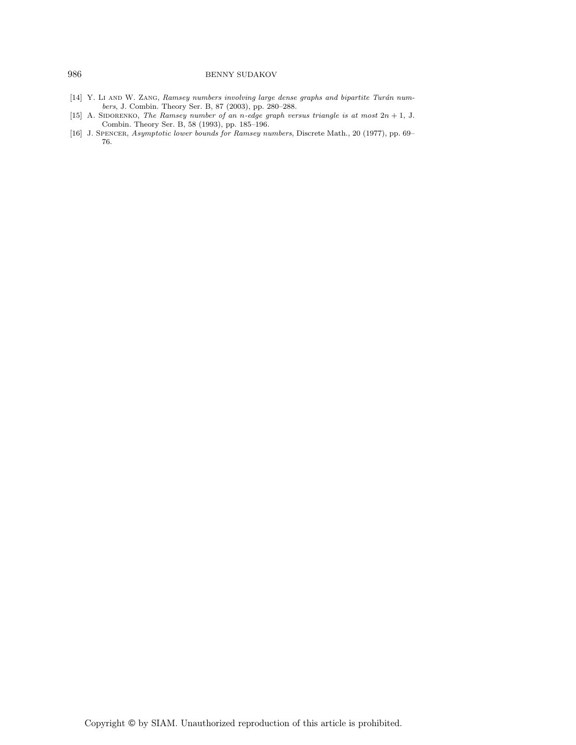[14] Y. Li and W. Zang, *Ramsey numbers involving large dense graphs and bipartite Turán numbers*, J. Combin. Theory Ser. B, 87 (2003), pp. 280–288.

[15] A. Sidorenko, *The Ramsey number of an n-edge graph versus triangle is at most* $2n+1$, J. Combin. Theory Ser. B, 58 (1993), pp. 185–196.

[16] J. Spencer, *Asymptotic lower bounds for Ramsey numbers*, Discrete Math., 20 (1977), pp. 69–76.

Copyright © by SIAM. Unauthorized reproduction of this article is prohibited.